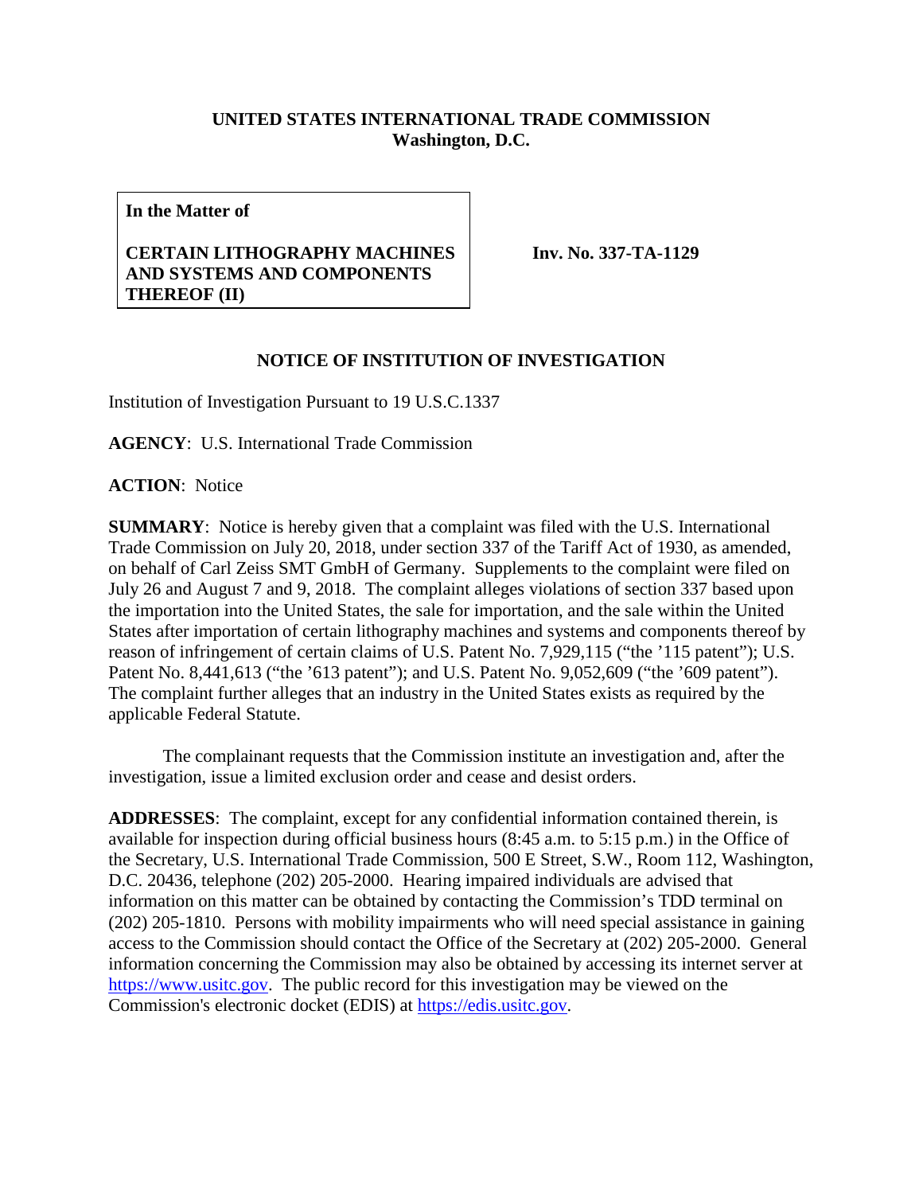**UNITED STATES INTERNATIONAL TRADE COMMISSION**
**Washington, D.C.**

| **In the Matter of**<br><br>**CERTAIN LITHOGRAPHY MACHINES AND SYSTEMS AND COMPONENTS THEREOF (II)** | **Inv. No. 337-TA-1129** |
|---|---|

**NOTICE OF INSTITUTION OF INVESTIGATION**

Institution of Investigation Pursuant to 19 U.S.C.1337

**AGENCY**: U.S. International Trade Commission

**ACTION**: Notice

**SUMMARY**: Notice is hereby given that a complaint was filed with the U.S. International Trade Commission on July 20, 2018, under section 337 of the Tariff Act of 1930, as amended, on behalf of Carl Zeiss SMT GmbH of Germany. Supplements to the complaint were filed on July 26 and August 7 and 9, 2018. The complaint alleges violations of section 337 based upon the importation into the United States, the sale for importation, and the sale within the United States after importation of certain lithography machines and systems and components thereof by reason of infringement of certain claims of U.S. Patent No. 7,929,115 ("the '115 patent"); U.S. Patent No. 8,441,613 ("the '613 patent"); and U.S. Patent No. 9,052,609 ("the '609 patent"). The complaint further alleges that an industry in the United States exists as required by the applicable Federal Statute.

The complainant requests that the Commission institute an investigation and, after the investigation, issue a limited exclusion order and cease and desist orders.

**ADDRESSES**: The complaint, except for any confidential information contained therein, is available for inspection during official business hours (8:45 a.m. to 5:15 p.m.) in the Office of the Secretary, U.S. International Trade Commission, 500 E Street, S.W., Room 112, Washington, D.C. 20436, telephone (202) 205-2000. Hearing impaired individuals are advised that information on this matter can be obtained by contacting the Commission's TDD terminal on (202) 205-1810. Persons with mobility impairments who will need special assistance in gaining access to the Commission should contact the Office of the Secretary at (202) 205-2000. General information concerning the Commission may also be obtained by accessing its internet server at https://www.usitc.gov. The public record for this investigation may be viewed on the Commission's electronic docket (EDIS) at https://edis.usitc.gov.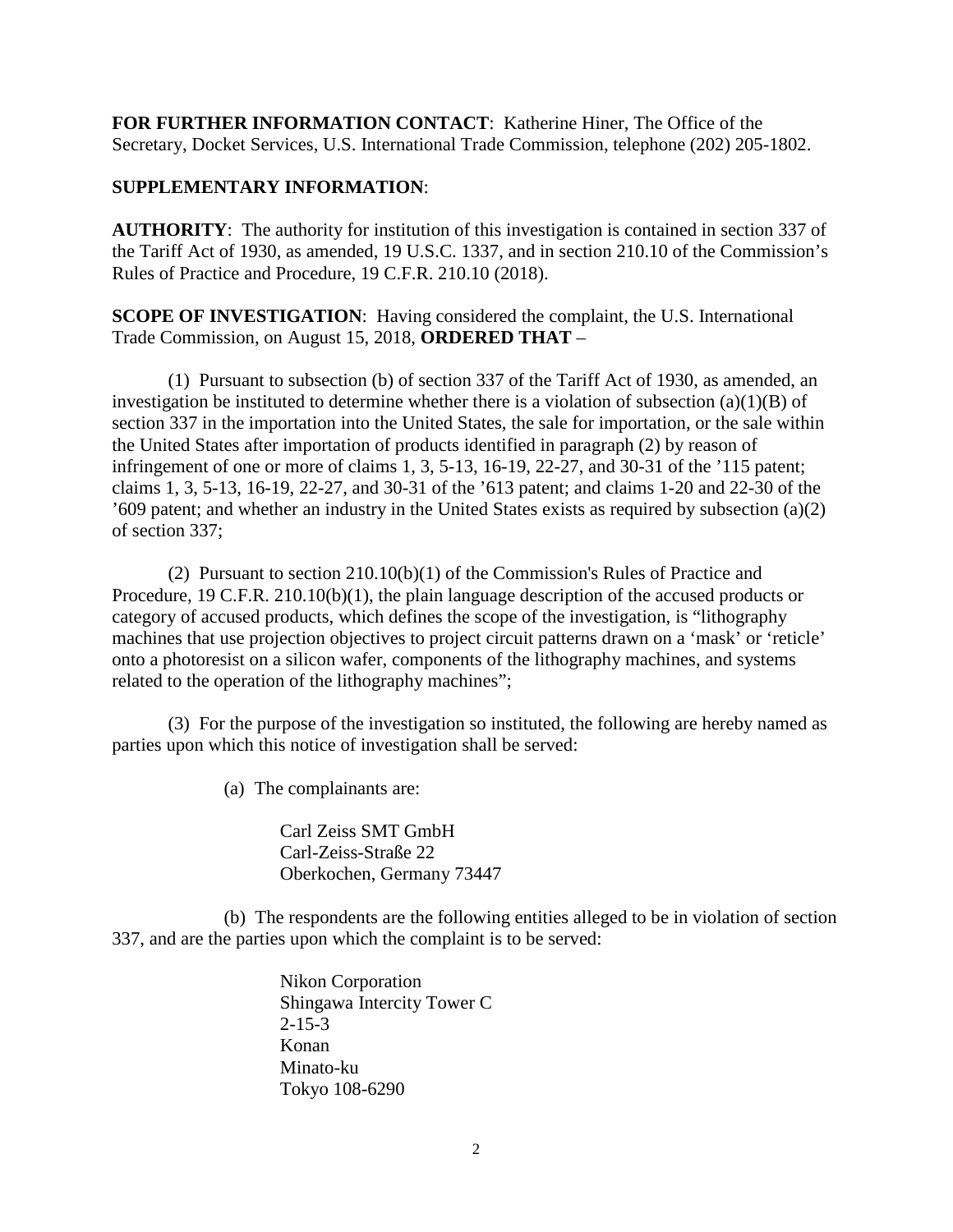**FOR FURTHER INFORMATION CONTACT**: Katherine Hiner, The Office of the Secretary, Docket Services, U.S. International Trade Commission, telephone (202) 205-1802.

**SUPPLEMENTARY INFORMATION**:

**AUTHORITY**: The authority for institution of this investigation is contained in section 337 of the Tariff Act of 1930, as amended, 19 U.S.C. 1337, and in section 210.10 of the Commission's Rules of Practice and Procedure, 19 C.F.R. 210.10 (2018).

**SCOPE OF INVESTIGATION**: Having considered the complaint, the U.S. International Trade Commission, on August 15, 2018, **ORDERED THAT** –

(1) Pursuant to subsection (b) of section 337 of the Tariff Act of 1930, as amended, an investigation be instituted to determine whether there is a violation of subsection (a)(1)(B) of section 337 in the importation into the United States, the sale for importation, or the sale within the United States after importation of products identified in paragraph (2) by reason of infringement of one or more of claims 1, 3, 5-13, 16-19, 22-27, and 30-31 of the '115 patent; claims 1, 3, 5-13, 16-19, 22-27, and 30-31 of the '613 patent; and claims 1-20 and 22-30 of the '609 patent; and whether an industry in the United States exists as required by subsection (a)(2) of section 337;

(2) Pursuant to section 210.10(b)(1) of the Commission's Rules of Practice and Procedure, 19 C.F.R. 210.10(b)(1), the plain language description of the accused products or category of accused products, which defines the scope of the investigation, is "lithography machines that use projection objectives to project circuit patterns drawn on a 'mask' or 'reticle' onto a photoresist on a silicon wafer, components of the lithography machines, and systems related to the operation of the lithography machines";

(3) For the purpose of the investigation so instituted, the following are hereby named as parties upon which this notice of investigation shall be served:

(a) The complainants are:

Carl Zeiss SMT GmbH
Carl-Zeiss-Straße 22
Oberkochen, Germany 73447

(b) The respondents are the following entities alleged to be in violation of section 337, and are the parties upon which the complaint is to be served:

Nikon Corporation
Shingawa Intercity Tower C
2-15-3
Konan
Minato-ku
Tokyo 108-6290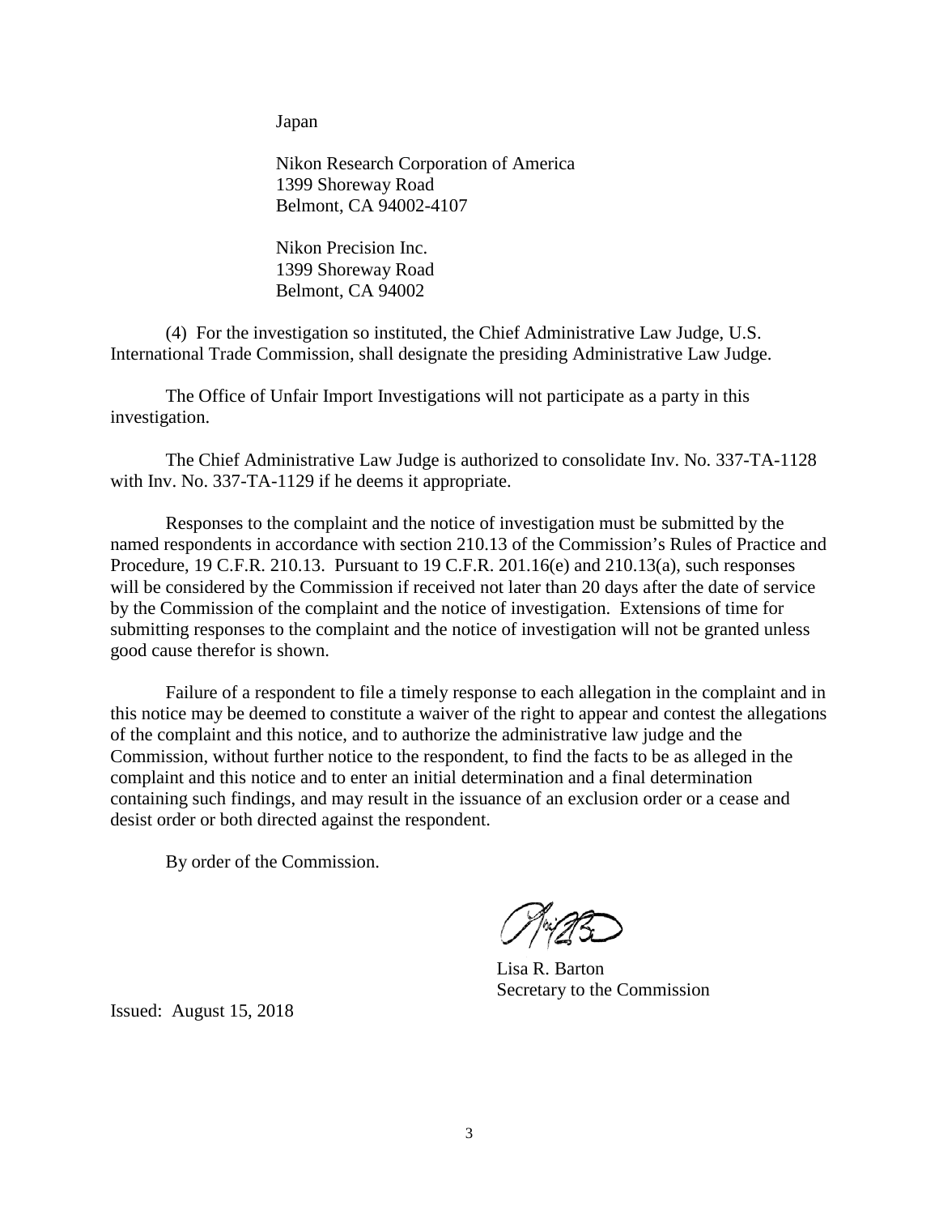Japan

Nikon Research Corporation of America
1399 Shoreway Road
Belmont, CA 94002-4107

Nikon Precision Inc.
1399 Shoreway Road
Belmont, CA 94002

(4) For the investigation so instituted, the Chief Administrative Law Judge, U.S. International Trade Commission, shall designate the presiding Administrative Law Judge.

The Office of Unfair Import Investigations will not participate as a party in this investigation.

The Chief Administrative Law Judge is authorized to consolidate Inv. No. 337-TA-1128 with Inv. No. 337-TA-1129 if he deems it appropriate.

Responses to the complaint and the notice of investigation must be submitted by the named respondents in accordance with section 210.13 of the Commission's Rules of Practice and Procedure, 19 C.F.R. 210.13. Pursuant to 19 C.F.R. 201.16(e) and 210.13(a), such responses will be considered by the Commission if received not later than 20 days after the date of service by the Commission of the complaint and the notice of investigation. Extensions of time for submitting responses to the complaint and the notice of investigation will not be granted unless good cause therefor is shown.

Failure of a respondent to file a timely response to each allegation in the complaint and in this notice may be deemed to constitute a waiver of the right to appear and contest the allegations of the complaint and this notice, and to authorize the administrative law judge and the Commission, without further notice to the respondent, to find the facts to be as alleged in the complaint and this notice and to enter an initial determination and a final determination containing such findings, and may result in the issuance of an exclusion order or a cease and desist order or both directed against the respondent.

By order of the Commission.

Lisa R. Barton
Secretary to the Commission

Issued: August 15, 2018